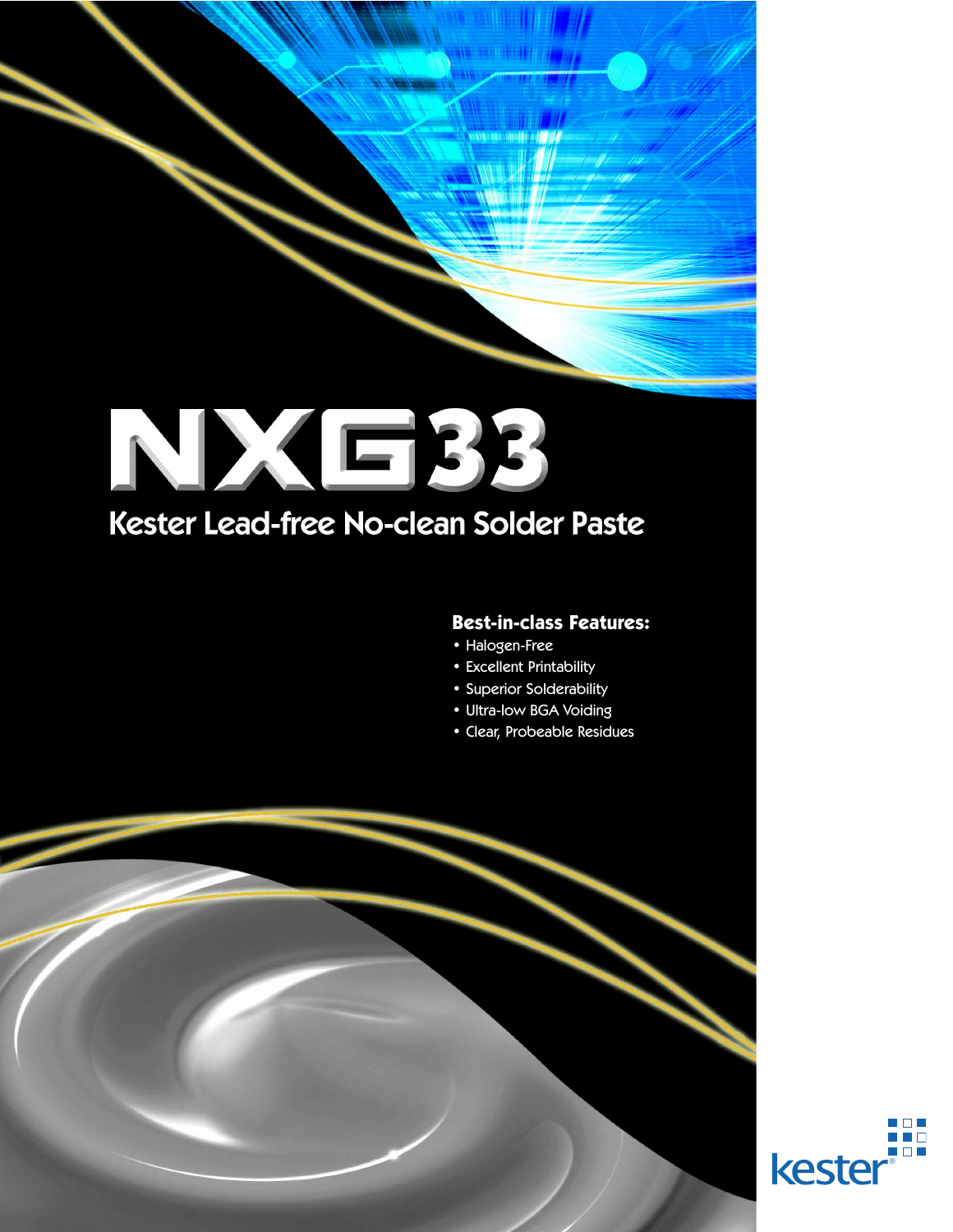# NXG33

## Kester Lead-free No-clean Solder Paste

**Best-in-class Features:**

- Halogen-Free
- Excellent Printability
- Superior Solderability
- Ultra-low BGA Voiding
- Clear, Probeable Residues

kester®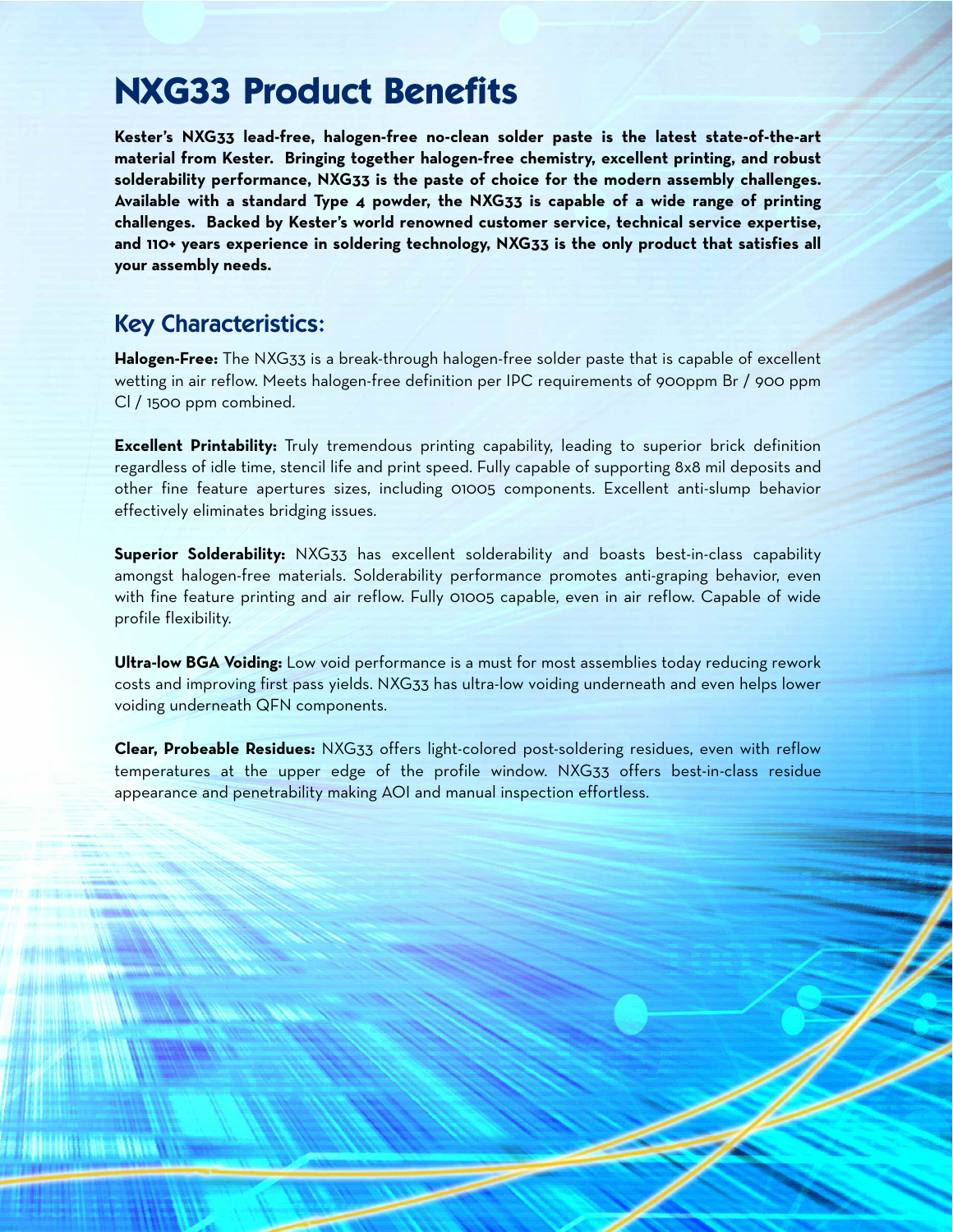# NXG33 Product Benefits

**Kester's NXG33 lead-free, halogen-free no-clean solder paste is the latest state-of-the-art material from Kester. Bringing together halogen-free chemistry, excellent printing, and robust solderability performance, NXG33 is the paste of choice for the modern assembly challenges. Available with a standard Type 4 powder, the NXG33 is capable of a wide range of printing challenges. Backed by Kester's world renowned customer service, technical service expertise, and 110+ years experience in soldering technology, NXG33 is the only product that satisfies all your assembly needs.**

## Key Characteristics:

**Halogen-Free:** The NXG33 is a break-through halogen-free solder paste that is capable of excellent wetting in air reflow. Meets halogen-free definition per IPC requirements of 900ppm Br / 900 ppm Cl / 1500 ppm combined.

**Excellent Printability:** Truly tremendous printing capability, leading to superior brick definition regardless of idle time, stencil life and print speed. Fully capable of supporting 8x8 mil deposits and other fine feature apertures sizes, including 01005 components. Excellent anti-slump behavior effectively eliminates bridging issues.

**Superior Solderability:** NXG33 has excellent solderability and boasts best-in-class capability amongst halogen-free materials. Solderability performance promotes anti-graping behavior, even with fine feature printing and air reflow. Fully 01005 capable, even in air reflow. Capable of wide profile flexibility.

**Ultra-low BGA Voiding:** Low void performance is a must for most assemblies today reducing rework costs and improving first pass yields. NXG33 has ultra-low voiding underneath and even helps lower voiding underneath QFN components.

**Clear, Probeable Residues:** NXG33 offers light-colored post-soldering residues, even with reflow temperatures at the upper edge of the profile window. NXG33 offers best-in-class residue appearance and penetrability making AOI and manual inspection effortless.